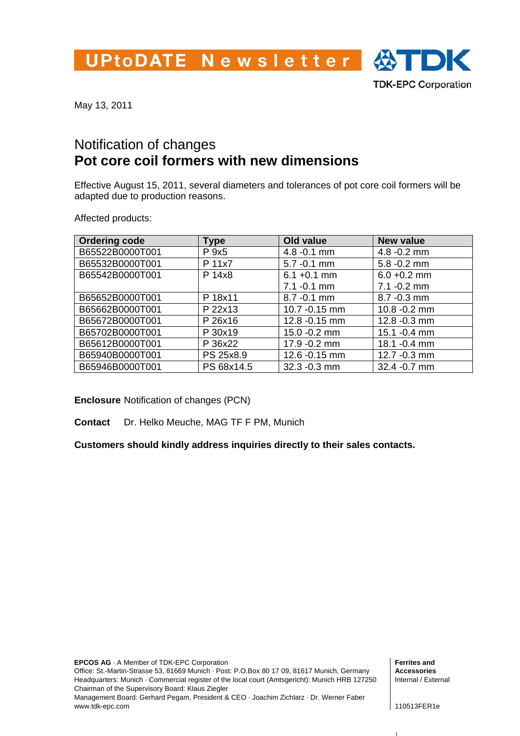UPtoDATE Newsletter

TDK-EPC Corporation

May 13, 2011

# Notification of changes
# **Pot core coil formers with new dimensions**

Effective August 15, 2011, several diameters and tolerances of pot core coil formers will be adapted due to production reasons.

Affected products:

| Ordering code | Type | Old value | New value |
|---|---|---|---|
| B65522B0000T001 | P 9x5 | 4.8 -0.1 mm | 4.8 -0.2 mm |
| B65532B0000T001 | P 11x7 | 5.7 -0.1 mm | 5.8 -0.2 mm |
| B65542B0000T001 | P 14x8 | 6.1 +0.1 mm<br>7.1 -0.1 mm | 6.0 +0.2 mm<br>7.1 -0.2 mm |
| B65652B0000T001 | P 18x11 | 8.7 -0.1 mm | 8.7 -0.3 mm |
| B65662B0000T001 | P 22x13 | 10.7 -0.15 mm | 10.8 -0.2 mm |
| B65672B0000T001 | P 26x16 | 12.8 -0.15 mm | 12.8 -0.3 mm |
| B65702B0000T001 | P 30x19 | 15.0 -0.2 mm | 15.1 -0.4 mm |
| B65612B0000T001 | P 36x22 | 17.9 -0.2 mm | 18.1 -0.4 mm |
| B65940B0000T001 | PS 25x8.9 | 12.6 -0.15 mm | 12.7 -0.3 mm |
| B65946B0000T001 | PS 68x14.5 | 32.3 -0.3 mm | 32.4 -0.7 mm |

**Enclosure** Notification of changes (PCN)

**Contact** Dr. Helko Meuche, MAG TF F PM, Munich

**Customers should kindly address inquiries directly to their sales contacts.**

**EPCOS AG** · A Member of TDK-EPC Corporation
Office: St.-Martin-Strasse 53, 81669 Munich · Post: P.O.Box 80 17 09, 81617 Munich, Germany
Headquarters: Munich · Commercial register of the local court (Amtsgericht): Munich HRB 127250
Chairman of the Supervisory Board: Klaus Ziegler
Management Board: Gerhard Pegam, President & CEO · Joachim Zichlarz · Dr. Werner Faber
www.tdk-epc.com

**Ferrites and Accessories**
Internal / External

110513FER1e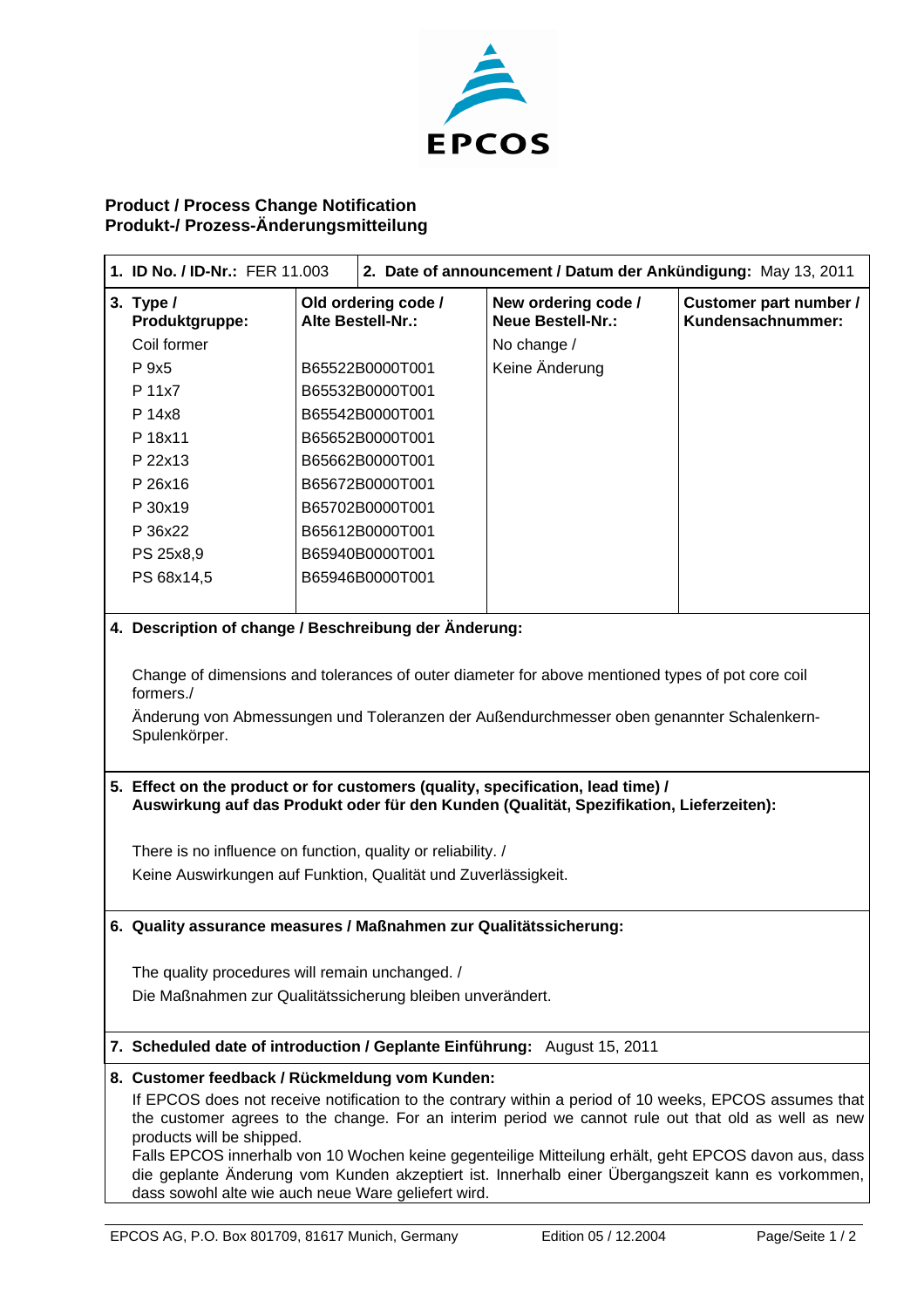EPCOS

## Product / Process Change Notification
## Produkt-/ Prozess-Änderungsmitteilung

| **1. ID No. / ID-Nr.:** FER 11.003 | **2. Date of announcement / Datum der Ankündigung:** May 13, 2011 | | |
|---|---|---|---|
| **3. Type / Produktgruppe:** | **Old ordering code / Alte Bestell-Nr.:** | **New ordering code / Neue Bestell-Nr.:** | **Customer part number / Kundensachnummer:** |
| Coil former | | No change / Keine Änderung | |
| P 9x5 | B65522B0000T001 | | |
| P 11x7 | B65532B0000T001 | | |
| P 14x8 | B65542B0000T001 | | |
| P 18x11 | B65652B0000T001 | | |
| P 22x13 | B65662B0000T001 | | |
| P 26x16 | B65672B0000T001 | | |
| P 30x19 | B65702B0000T001 | | |
| P 36x22 | B65612B0000T001 | | |
| PS 25x8,9 | B65940B0000T001 | | |
| PS 68x14,5 | B65946B0000T001 | | |

**4. Description of change / Beschreibung der Änderung:**

Change of dimensions and tolerances of outer diameter for above mentioned types of pot core coil formers./

Änderung von Abmessungen und Toleranzen der Außendurchmesser oben genannter Schalenkern-Spulenkörper.

**5. Effect on the product or for customers (quality, specification, lead time) / Auswirkung auf das Produkt oder für den Kunden (Qualität, Spezifikation, Lieferzeiten):**

There is no influence on function, quality or reliability. /

Keine Auswirkungen auf Funktion, Qualität und Zuverlässigkeit.

**6. Quality assurance measures / Maßnahmen zur Qualitätssicherung:**

The quality procedures will remain unchanged. /

Die Maßnahmen zur Qualitätssicherung bleiben unverändert.

**7. Scheduled date of introduction / Geplante Einführung:** August 15, 2011

**8. Customer feedback / Rückmeldung vom Kunden:**

If EPCOS does not receive notification to the contrary within a period of 10 weeks, EPCOS assumes that the customer agrees to the change. For an interim period we cannot rule out that old as well as new products will be shipped.

Falls EPCOS innerhalb von 10 Wochen keine gegenteilige Mitteilung erhält, geht EPCOS davon aus, dass die geplante Änderung vom Kunden akzeptiert ist. Innerhalb einer Übergangszeit kann es vorkommen, dass sowohl alte wie auch neue Ware geliefert wird.

EPCOS AG, P.O. Box 801709, 81617 Munich, Germany — Edition 05 / 12.2004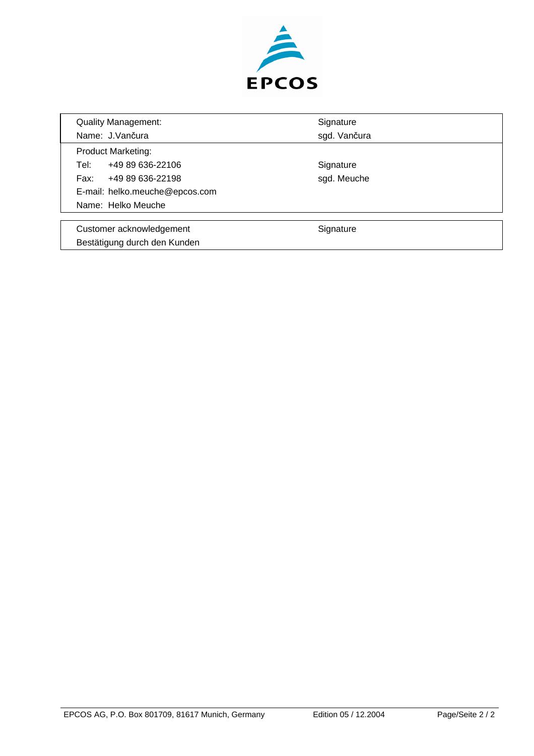EPCOS

| | |
|---|---|
| Quality Management: | Signature |
| Name: J.Vančura | sgd. Vančura |
| Product Marketing: | |
| Tel: +49 89 636-22106 | Signature |
| Fax: +49 89 636-22198 | sgd. Meuche |
| E-mail: helko.meuche@epcos.com | |
| Name: Helko Meuche | |

| | |
|---|---|
| Customer acknowledgement | Signature |
| Bestätigung durch den Kunden | |